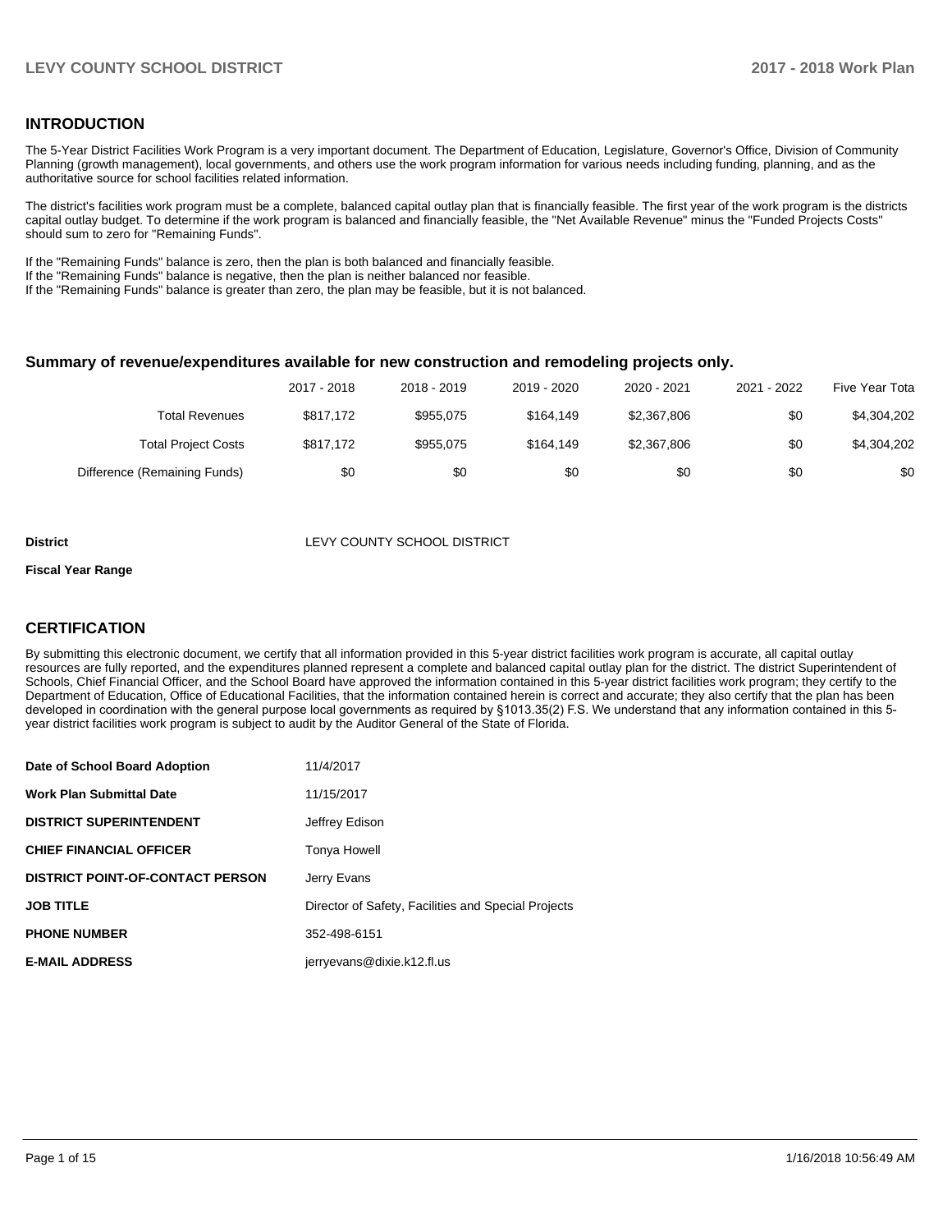## INTRODUCTION

The 5-Year District Facilities Work Program is a very important document. The Department of Education, Legislature, Governor's Office, Division of Community Planning (growth management), local governments, and others use the work program information for various needs including funding, planning, and as the authoritative source for school facilities related information.

The district's facilities work program must be a complete, balanced capital outlay plan that is financially feasible. The first year of the work program is the districts capital outlay budget. To determine if the work program is balanced and financially feasible, the "Net Available Revenue" minus the "Funded Projects Costs" should sum to zero for "Remaining Funds".

If the "Remaining Funds" balance is zero, then the plan is both balanced and financially feasible.
If the "Remaining Funds" balance is negative, then the plan is neither balanced nor feasible.
If the "Remaining Funds" balance is greater than zero, the plan may be feasible, but it is not balanced.

### Summary of revenue/expenditures available for new construction and remodeling projects only.

| | 2017 - 2018 | 2018 - 2019 | 2019 - 2020 | 2020 - 2021 | 2021 - 2022 | Five Year Tota |
|---|---|---|---|---|---|---|
| Total Revenues | $817,172 | $955,075 | $164,149 | $2,367,806 | $0 | $4,304,202 |
| Total Project Costs | $817,172 | $955,075 | $164,149 | $2,367,806 | $0 | $4,304,202 |
| Difference (Remaining Funds) | $0 | $0 | $0 | $0 | $0 | $0 |

**District** LEVY COUNTY SCHOOL DISTRICT

**Fiscal Year Range**

## CERTIFICATION

By submitting this electronic document, we certify that all information provided in this 5-year district facilities work program is accurate, all capital outlay resources are fully reported, and the expenditures planned represent a complete and balanced capital outlay plan for the district. The district Superintendent of Schools, Chief Financial Officer, and the School Board have approved the information contained in this 5-year district facilities work program; they certify to the Department of Education, Office of Educational Facilities, that the information contained herein is correct and accurate; they also certify that the plan has been developed in coordination with the general purpose local governments as required by §1013.35(2) F.S. We understand that any information contained in this 5-year district facilities work program is subject to audit by the Auditor General of the State of Florida.

| | |
|---|---|
| **Date of School Board Adoption** | 11/4/2017 |
| **Work Plan Submittal Date** | 11/15/2017 |
| **DISTRICT SUPERINTENDENT** | Jeffrey Edison |
| **CHIEF FINANCIAL OFFICER** | Tonya Howell |
| **DISTRICT POINT-OF-CONTACT PERSON** | Jerry Evans |
| **JOB TITLE** | Director of Safety, Facilities and Special Projects |
| **PHONE NUMBER** | 352-498-6151 |
| **E-MAIL ADDRESS** | jerryevans@dixie.k12.fl.us |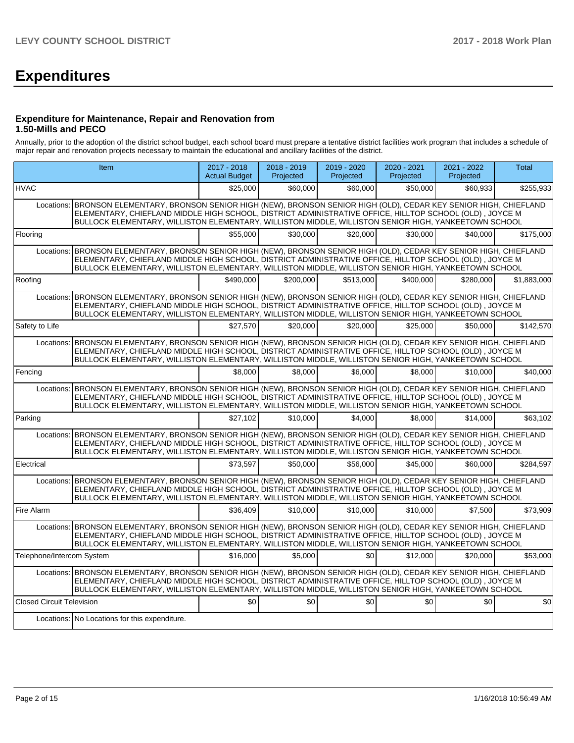# Expenditures

### Expenditure for Maintenance, Repair and Renovation from 1.50-Mills and PECO

Annually, prior to the adoption of the district school budget, each school board must prepare a tentative district facilities work program that includes a schedule of major repair and renovation projects necessary to maintain the educational and ancillary facilities of the district.

| Item | | 2017 - 2018 Actual Budget | 2018 - 2019 Projected | 2019 - 2020 Projected | 2020 - 2021 Projected | 2021 - 2022 Projected | Total |
|---|---|---|---|---|---|---|---|
| HVAC | | $25,000 | $60,000 | $60,000 | $50,000 | $60,933 | $255,933 |
| Locations: | BRONSON ELEMENTARY, BRONSON SENIOR HIGH (NEW), BRONSON SENIOR HIGH (OLD), CEDAR KEY SENIOR HIGH, CHIEFLAND ELEMENTARY, CHIEFLAND MIDDLE HIGH SCHOOL, DISTRICT ADMINISTRATIVE OFFICE, HILLTOP SCHOOL (OLD) , JOYCE M BULLOCK ELEMENTARY, WILLISTON ELEMENTARY, WILLISTON MIDDLE, WILLISTON SENIOR HIGH, YANKEETOWN SCHOOL | | | | | | |
| Flooring | | $55,000 | $30,000 | $20,000 | $30,000 | $40,000 | $175,000 |
| Locations: | BRONSON ELEMENTARY, BRONSON SENIOR HIGH (NEW), BRONSON SENIOR HIGH (OLD), CEDAR KEY SENIOR HIGH, CHIEFLAND ELEMENTARY, CHIEFLAND MIDDLE HIGH SCHOOL, DISTRICT ADMINISTRATIVE OFFICE, HILLTOP SCHOOL (OLD) , JOYCE M BULLOCK ELEMENTARY, WILLISTON ELEMENTARY, WILLISTON MIDDLE, WILLISTON SENIOR HIGH, YANKEETOWN SCHOOL | | | | | | |
| Roofing | | $490,000 | $200,000 | $513,000 | $400,000 | $280,000 | $1,883,000 |
| Locations: | BRONSON ELEMENTARY, BRONSON SENIOR HIGH (NEW), BRONSON SENIOR HIGH (OLD), CEDAR KEY SENIOR HIGH, CHIEFLAND ELEMENTARY, CHIEFLAND MIDDLE HIGH SCHOOL, DISTRICT ADMINISTRATIVE OFFICE, HILLTOP SCHOOL (OLD) , JOYCE M BULLOCK ELEMENTARY, WILLISTON ELEMENTARY, WILLISTON MIDDLE, WILLISTON SENIOR HIGH, YANKEETOWN SCHOOL | | | | | | |
| Safety to Life | | $27,570 | $20,000 | $20,000 | $25,000 | $50,000 | $142,570 |
| Locations: | BRONSON ELEMENTARY, BRONSON SENIOR HIGH (NEW), BRONSON SENIOR HIGH (OLD), CEDAR KEY SENIOR HIGH, CHIEFLAND ELEMENTARY, CHIEFLAND MIDDLE HIGH SCHOOL, DISTRICT ADMINISTRATIVE OFFICE, HILLTOP SCHOOL (OLD) , JOYCE M BULLOCK ELEMENTARY, WILLISTON ELEMENTARY, WILLISTON MIDDLE, WILLISTON SENIOR HIGH, YANKEETOWN SCHOOL | | | | | | |
| Fencing | | $8,000 | $8,000 | $6,000 | $8,000 | $10,000 | $40,000 |
| Locations: | BRONSON ELEMENTARY, BRONSON SENIOR HIGH (NEW), BRONSON SENIOR HIGH (OLD), CEDAR KEY SENIOR HIGH, CHIEFLAND ELEMENTARY, CHIEFLAND MIDDLE HIGH SCHOOL, DISTRICT ADMINISTRATIVE OFFICE, HILLTOP SCHOOL (OLD) , JOYCE M BULLOCK ELEMENTARY, WILLISTON ELEMENTARY, WILLISTON MIDDLE, WILLISTON SENIOR HIGH, YANKEETOWN SCHOOL | | | | | | |
| Parking | | $27,102 | $10,000 | $4,000 | $8,000 | $14,000 | $63,102 |
| Locations: | BRONSON ELEMENTARY, BRONSON SENIOR HIGH (NEW), BRONSON SENIOR HIGH (OLD), CEDAR KEY SENIOR HIGH, CHIEFLAND ELEMENTARY, CHIEFLAND MIDDLE HIGH SCHOOL, DISTRICT ADMINISTRATIVE OFFICE, HILLTOP SCHOOL (OLD) , JOYCE M BULLOCK ELEMENTARY, WILLISTON ELEMENTARY, WILLISTON MIDDLE, WILLISTON SENIOR HIGH, YANKEETOWN SCHOOL | | | | | | |
| Electrical | | $73,597 | $50,000 | $56,000 | $45,000 | $60,000 | $284,597 |
| Locations: | BRONSON ELEMENTARY, BRONSON SENIOR HIGH (NEW), BRONSON SENIOR HIGH (OLD), CEDAR KEY SENIOR HIGH, CHIEFLAND ELEMENTARY, CHIEFLAND MIDDLE HIGH SCHOOL, DISTRICT ADMINISTRATIVE OFFICE, HILLTOP SCHOOL (OLD) , JOYCE M BULLOCK ELEMENTARY, WILLISTON ELEMENTARY, WILLISTON MIDDLE, WILLISTON SENIOR HIGH, YANKEETOWN SCHOOL | | | | | | |
| Fire Alarm | | $36,409 | $10,000 | $10,000 | $10,000 | $7,500 | $73,909 |
| Locations: | BRONSON ELEMENTARY, BRONSON SENIOR HIGH (NEW), BRONSON SENIOR HIGH (OLD), CEDAR KEY SENIOR HIGH, CHIEFLAND ELEMENTARY, CHIEFLAND MIDDLE HIGH SCHOOL, DISTRICT ADMINISTRATIVE OFFICE, HILLTOP SCHOOL (OLD) , JOYCE M BULLOCK ELEMENTARY, WILLISTON ELEMENTARY, WILLISTON MIDDLE, WILLISTON SENIOR HIGH, YANKEETOWN SCHOOL | | | | | | |
| Telephone/Intercom System | | $16,000 | $5,000 | $0 | $12,000 | $20,000 | $53,000 |
| Locations: | BRONSON ELEMENTARY, BRONSON SENIOR HIGH (NEW), BRONSON SENIOR HIGH (OLD), CEDAR KEY SENIOR HIGH, CHIEFLAND ELEMENTARY, CHIEFLAND MIDDLE HIGH SCHOOL, DISTRICT ADMINISTRATIVE OFFICE, HILLTOP SCHOOL (OLD) , JOYCE M BULLOCK ELEMENTARY, WILLISTON ELEMENTARY, WILLISTON MIDDLE, WILLISTON SENIOR HIGH, YANKEETOWN SCHOOL | | | | | | |
| Closed Circuit Television | | $0 | $0 | $0 | $0 | $0 | $0 |
| Locations: | No Locations for this expenditure. | | | | | | |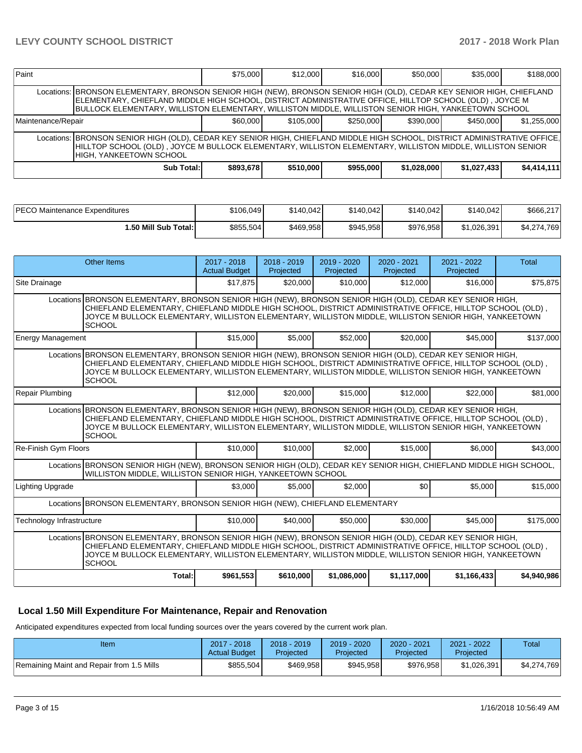| | | | | | | |
|---|---|---|---|---|---|---|
| Paint | | $75,000 | $12,000 | $16,000 | $50,000 | $35,000 | $188,000 |
| Locations: | BRONSON ELEMENTARY, BRONSON SENIOR HIGH (NEW), BRONSON SENIOR HIGH (OLD), CEDAR KEY SENIOR HIGH, CHIEFLAND ELEMENTARY, CHIEFLAND MIDDLE HIGH SCHOOL, DISTRICT ADMINISTRATIVE OFFICE, HILLTOP SCHOOL (OLD) , JOYCE M BULLOCK ELEMENTARY, WILLISTON ELEMENTARY, WILLISTON MIDDLE, WILLISTON SENIOR HIGH, YANKEETOWN SCHOOL | | | | | | |
| Maintenance/Repair | | $60,000 | $105,000 | $250,000 | $390,000 | $450,000 | $1,255,000 |
| Locations: | BRONSON SENIOR HIGH (OLD), CEDAR KEY SENIOR HIGH, CHIEFLAND MIDDLE HIGH SCHOOL, DISTRICT ADMINISTRATIVE OFFICE, HILLTOP SCHOOL (OLD) , JOYCE M BULLOCK ELEMENTARY, WILLISTON ELEMENTARY, WILLISTON MIDDLE, WILLISTON SENIOR HIGH, YANKEETOWN SCHOOL | | | | | | |
| | **Sub Total:** | **$893,678** | **$510,000** | **$955,000** | **$1,028,000** | **$1,027,433** | **$4,414,111** |

| | | | | | | |
|---|---|---|---|---|---|---|
| PECO Maintenance Expenditures | $106,049 | $140,042 | $140,042 | $140,042 | $140,042 | $666,217 |
| **1.50 Mill Sub Total:** | $855,504 | $469,958 | $945,958 | $976,958 | $1,026,391 | $4,274,769 |

| Other Items | | 2017 - 2018 Actual Budget | 2018 - 2019 Projected | 2019 - 2020 Projected | 2020 - 2021 Projected | 2021 - 2022 Projected | Total |
|---|---|---|---|---|---|---|---|
| Site Drainage | | $17,875 | $20,000 | $10,000 | $12,000 | $16,000 | $75,875 |
| Locations | BRONSON ELEMENTARY, BRONSON SENIOR HIGH (NEW), BRONSON SENIOR HIGH (OLD), CEDAR KEY SENIOR HIGH, CHIEFLAND ELEMENTARY, CHIEFLAND MIDDLE HIGH SCHOOL, DISTRICT ADMINISTRATIVE OFFICE, HILLTOP SCHOOL (OLD) , JOYCE M BULLOCK ELEMENTARY, WILLISTON ELEMENTARY, WILLISTON MIDDLE, WILLISTON SENIOR HIGH, YANKEETOWN SCHOOL | | | | | | |
| Energy Management | | $15,000 | $5,000 | $52,000 | $20,000 | $45,000 | $137,000 |
| Locations | BRONSON ELEMENTARY, BRONSON SENIOR HIGH (NEW), BRONSON SENIOR HIGH (OLD), CEDAR KEY SENIOR HIGH, CHIEFLAND ELEMENTARY, CHIEFLAND MIDDLE HIGH SCHOOL, DISTRICT ADMINISTRATIVE OFFICE, HILLTOP SCHOOL (OLD) , JOYCE M BULLOCK ELEMENTARY, WILLISTON ELEMENTARY, WILLISTON MIDDLE, WILLISTON SENIOR HIGH, YANKEETOWN SCHOOL | | | | | | |
| Repair Plumbing | | $12,000 | $20,000 | $15,000 | $12,000 | $22,000 | $81,000 |
| Locations | BRONSON ELEMENTARY, BRONSON SENIOR HIGH (NEW), BRONSON SENIOR HIGH (OLD), CEDAR KEY SENIOR HIGH, CHIEFLAND ELEMENTARY, CHIEFLAND MIDDLE HIGH SCHOOL, DISTRICT ADMINISTRATIVE OFFICE, HILLTOP SCHOOL (OLD) , JOYCE M BULLOCK ELEMENTARY, WILLISTON ELEMENTARY, WILLISTON MIDDLE, WILLISTON SENIOR HIGH, YANKEETOWN SCHOOL | | | | | | |
| Re-Finish Gym Floors | | $10,000 | $10,000 | $2,000 | $15,000 | $6,000 | $43,000 |
| Locations | BRONSON SENIOR HIGH (NEW), BRONSON SENIOR HIGH (OLD), CEDAR KEY SENIOR HIGH, CHIEFLAND MIDDLE HIGH SCHOOL, WILLISTON MIDDLE, WILLISTON SENIOR HIGH, YANKEETOWN SCHOOL | | | | | | |
| Lighting Upgrade | | $3,000 | $5,000 | $2,000 | $0 | $5,000 | $15,000 |
| Locations | BRONSON ELEMENTARY, BRONSON SENIOR HIGH (NEW), CHIEFLAND ELEMENTARY | | | | | | |
| Technology Infrastructure | | $10,000 | $40,000 | $50,000 | $30,000 | $45,000 | $175,000 |
| Locations | BRONSON ELEMENTARY, BRONSON SENIOR HIGH (NEW), BRONSON SENIOR HIGH (OLD), CEDAR KEY SENIOR HIGH, CHIEFLAND ELEMENTARY, CHIEFLAND MIDDLE HIGH SCHOOL, DISTRICT ADMINISTRATIVE OFFICE, HILLTOP SCHOOL (OLD) , JOYCE M BULLOCK ELEMENTARY, WILLISTON ELEMENTARY, WILLISTON MIDDLE, WILLISTON SENIOR HIGH, YANKEETOWN SCHOOL | | | | | | |
| | **Total:** | **$961,553** | **$610,000** | **$1,086,000** | **$1,117,000** | **$1,166,433** | **$4,940,986** |

## Local 1.50 Mill Expenditure For Maintenance, Repair and Renovation

Anticipated expenditures expected from local funding sources over the years covered by the current work plan.

| Item | 2017 - 2018 Actual Budget | 2018 - 2019 Projected | 2019 - 2020 Projected | 2020 - 2021 Projected | 2021 - 2022 Projected | Total |
|---|---|---|---|---|---|---|
| Remaining Maint and Repair from 1.5 Mills | $855,504 | $469,958 | $945,958 | $976,958 | $1,026,391 | $4,274,769 |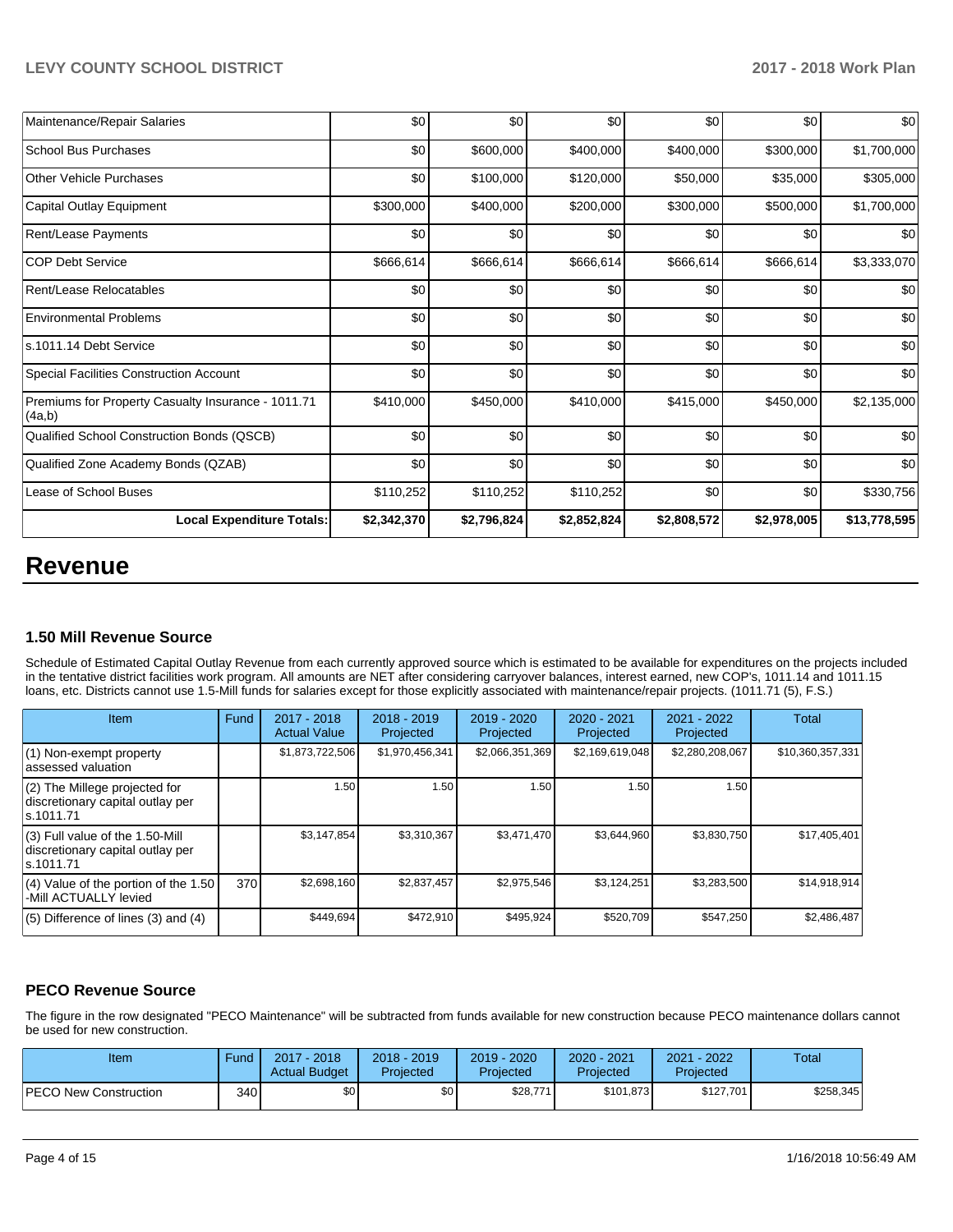| Maintenance/Repair Salaries | $0 | $0 | $0 | $0 | $0 | $0 |
|---|---|---|---|---|---|---|
| School Bus Purchases | $0 | $600,000 | $400,000 | $400,000 | $300,000 | $1,700,000 |
| Other Vehicle Purchases | $0 | $100,000 | $120,000 | $50,000 | $35,000 | $305,000 |
| Capital Outlay Equipment | $300,000 | $400,000 | $200,000 | $300,000 | $500,000 | $1,700,000 |
| Rent/Lease Payments | $0 | $0 | $0 | $0 | $0 | $0 |
| COP Debt Service | $666,614 | $666,614 | $666,614 | $666,614 | $666,614 | $3,333,070 |
| Rent/Lease Relocatables | $0 | $0 | $0 | $0 | $0 | $0 |
| Environmental Problems | $0 | $0 | $0 | $0 | $0 | $0 |
| s.1011.14 Debt Service | $0 | $0 | $0 | $0 | $0 | $0 |
| Special Facilities Construction Account | $0 | $0 | $0 | $0 | $0 | $0 |
| Premiums for Property Casualty Insurance - 1011.71 (4a,b) | $410,000 | $450,000 | $410,000 | $415,000 | $450,000 | $2,135,000 |
| Qualified School Construction Bonds (QSCB) | $0 | $0 | $0 | $0 | $0 | $0 |
| Qualified Zone Academy Bonds (QZAB) | $0 | $0 | $0 | $0 | $0 | $0 |
| Lease of School Buses | $110,252 | $110,252 | $110,252 | $0 | $0 | $330,756 |
| **Local Expenditure Totals:** | **$2,342,370** | **$2,796,824** | **$2,852,824** | **$2,808,572** | **$2,978,005** | **$13,778,595** |

# Revenue

### 1.50 Mill Revenue Source

Schedule of Estimated Capital Outlay Revenue from each currently approved source which is estimated to be available for expenditures on the projects included in the tentative district facilities work program. All amounts are NET after considering carryover balances, interest earned, new COP's, 1011.14 and 1011.15 loans, etc. Districts cannot use 1.5-Mill funds for salaries except for those explicitly associated with maintenance/repair projects. (1011.71 (5), F.S.)

| Item | Fund | 2017 - 2018 Actual Value | 2018 - 2019 Projected | 2019 - 2020 Projected | 2020 - 2021 Projected | 2021 - 2022 Projected | Total |
|---|---|---|---|---|---|---|---|
| (1) Non-exempt property assessed valuation | | $1,873,722,506 | $1,970,456,341 | $2,066,351,369 | $2,169,619,048 | $2,280,208,067 | $10,360,357,331 |
| (2) The Millege projected for discretionary capital outlay per s.1011.71 | | 1.50 | 1.50 | 1.50 | 1.50 | 1.50 | |
| (3) Full value of the 1.50-Mill discretionary capital outlay per s.1011.71 | | $3,147,854 | $3,310,367 | $3,471,470 | $3,644,960 | $3,830,750 | $17,405,401 |
| (4) Value of the portion of the 1.50 -Mill ACTUALLY levied | 370 | $2,698,160 | $2,837,457 | $2,975,546 | $3,124,251 | $3,283,500 | $14,918,914 |
| (5) Difference of lines (3) and (4) | | $449,694 | $472,910 | $495,924 | $520,709 | $547,250 | $2,486,487 |

### PECO Revenue Source

The figure in the row designated "PECO Maintenance" will be subtracted from funds available for new construction because PECO maintenance dollars cannot be used for new construction.

| Item | Fund | 2017 - 2018 Actual Budget | 2018 - 2019 Projected | 2019 - 2020 Projected | 2020 - 2021 Projected | 2021 - 2022 Projected | Total |
|---|---|---|---|---|---|---|---|
| PECO New Construction | 340 | $0 | $0 | $28,771 | $101,873 | $127,701 | $258,345 |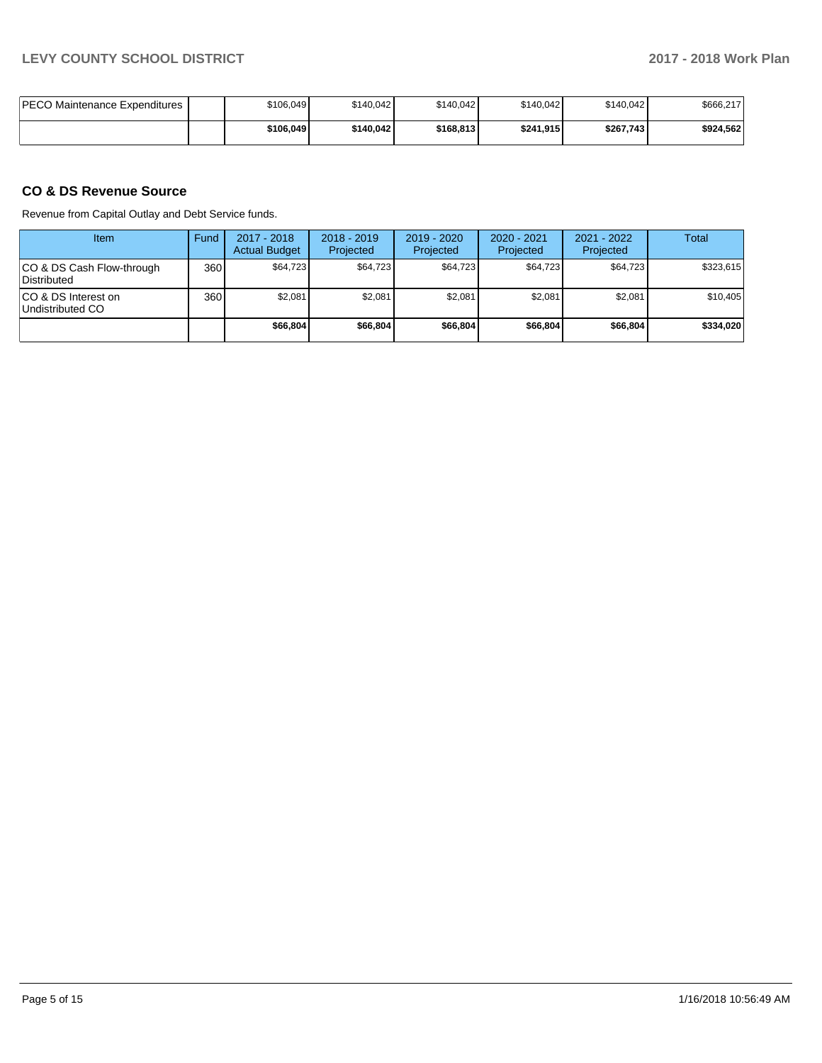| | | | | | | | |
|---|---|---|---|---|---|---|---|
| PECO Maintenance Expenditures | | $106,049 | $140,042 | $140,042 | $140,042 | $140,042 | $666,217 |
| | | **$106,049** | **$140,042** | **$168,813** | **$241,915** | **$267,743** | **$924,562** |

## CO & DS Revenue Source

Revenue from Capital Outlay and Debt Service funds.

| Item | Fund | 2017 - 2018 Actual Budget | 2018 - 2019 Projected | 2019 - 2020 Projected | 2020 - 2021 Projected | 2021 - 2022 Projected | Total |
|---|---|---|---|---|---|---|---|
| CO & DS Cash Flow-through Distributed | 360 | $64,723 | $64,723 | $64,723 | $64,723 | $64,723 | $323,615 |
| CO & DS Interest on Undistributed CO | 360 | $2,081 | $2,081 | $2,081 | $2,081 | $2,081 | $10,405 |
| | | **$66,804** | **$66,804** | **$66,804** | **$66,804** | **$66,804** | **$334,020** |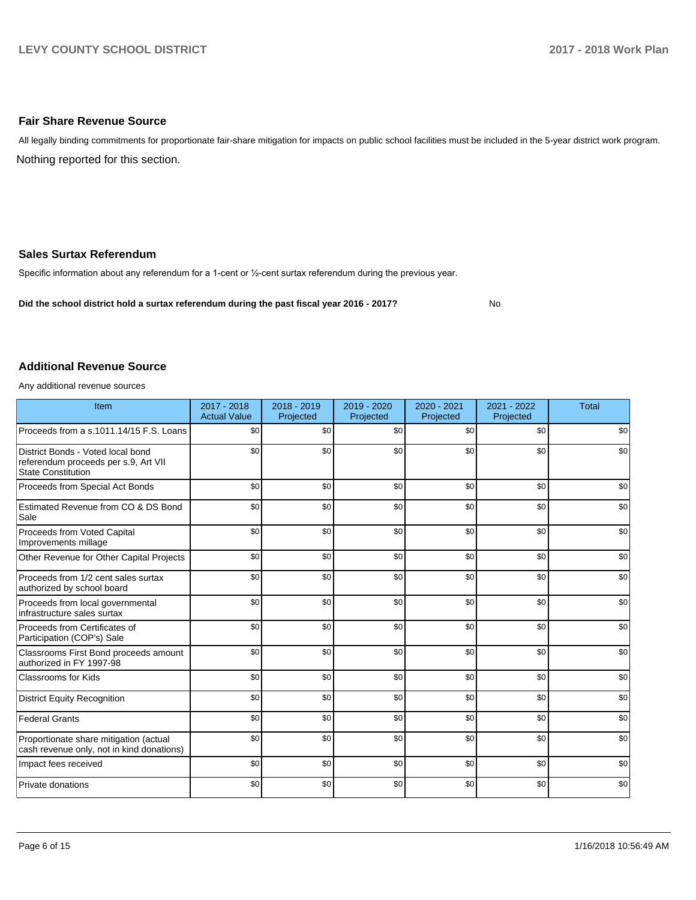## Fair Share Revenue Source

All legally binding commitments for proportionate fair-share mitigation for impacts on public school facilities must be included in the 5-year district work program.

Nothing reported for this section.

## Sales Surtax Referendum

Specific information about any referendum for a 1-cent or ½-cent surtax referendum during the previous year.

**Did the school district hold a surtax referendum during the past fiscal year 2016 - 2017?** No

## Additional Revenue Source

Any additional revenue sources

| Item | 2017 - 2018 Actual Value | 2018 - 2019 Projected | 2019 - 2020 Projected | 2020 - 2021 Projected | 2021 - 2022 Projected | Total |
|---|---|---|---|---|---|---|
| Proceeds from a s.1011.14/15 F.S. Loans | $0 | $0 | $0 | $0 | $0 | $0 |
| District Bonds - Voted local bond referendum proceeds per s.9, Art VII State Constitution | $0 | $0 | $0 | $0 | $0 | $0 |
| Proceeds from Special Act Bonds | $0 | $0 | $0 | $0 | $0 | $0 |
| Estimated Revenue from CO & DS Bond Sale | $0 | $0 | $0 | $0 | $0 | $0 |
| Proceeds from Voted Capital Improvements millage | $0 | $0 | $0 | $0 | $0 | $0 |
| Other Revenue for Other Capital Projects | $0 | $0 | $0 | $0 | $0 | $0 |
| Proceeds from 1/2 cent sales surtax authorized by school board | $0 | $0 | $0 | $0 | $0 | $0 |
| Proceeds from local governmental infrastructure sales surtax | $0 | $0 | $0 | $0 | $0 | $0 |
| Proceeds from Certificates of Participation (COP's) Sale | $0 | $0 | $0 | $0 | $0 | $0 |
| Classrooms First Bond proceeds amount authorized in FY 1997-98 | $0 | $0 | $0 | $0 | $0 | $0 |
| Classrooms for Kids | $0 | $0 | $0 | $0 | $0 | $0 |
| District Equity Recognition | $0 | $0 | $0 | $0 | $0 | $0 |
| Federal Grants | $0 | $0 | $0 | $0 | $0 | $0 |
| Proportionate share mitigation (actual cash revenue only, not in kind donations) | $0 | $0 | $0 | $0 | $0 | $0 |
| Impact fees received | $0 | $0 | $0 | $0 | $0 | $0 |
| Private donations | $0 | $0 | $0 | $0 | $0 | $0 |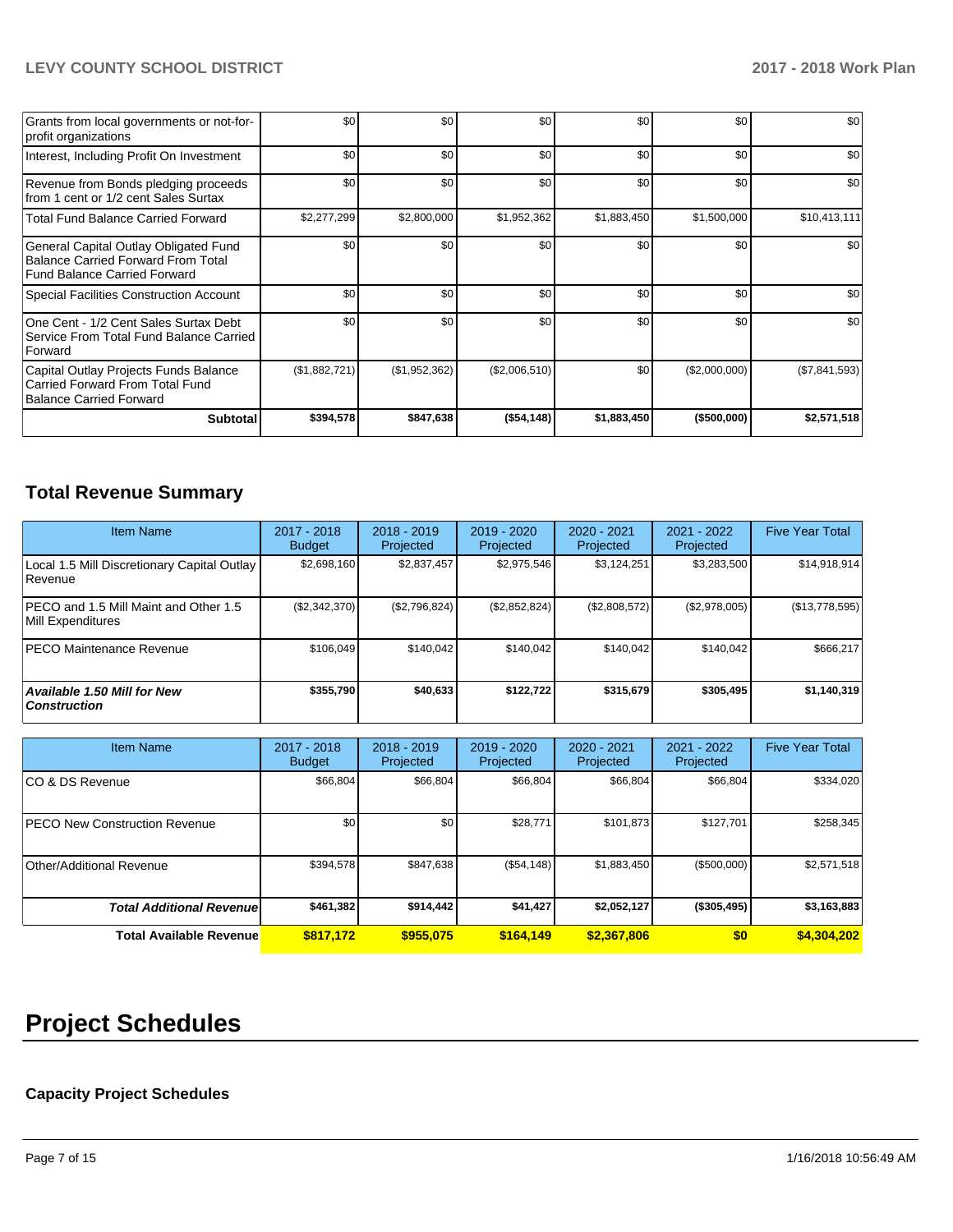| | | | | | | |
|---|---|---|---|---|---|---|
| Grants from local governments or not-for-profit organizations | $0 | $0 | $0 | $0 | $0 | $0 |
| Interest, Including Profit On Investment | $0 | $0 | $0 | $0 | $0 | $0 |
| Revenue from Bonds pledging proceeds from 1 cent or 1/2 cent Sales Surtax | $0 | $0 | $0 | $0 | $0 | $0 |
| Total Fund Balance Carried Forward | $2,277,299 | $2,800,000 | $1,952,362 | $1,883,450 | $1,500,000 | $10,413,111 |
| General Capital Outlay Obligated Fund Balance Carried Forward From Total Fund Balance Carried Forward | $0 | $0 | $0 | $0 | $0 | $0 |
| Special Facilities Construction Account | $0 | $0 | $0 | $0 | $0 | $0 |
| One Cent - 1/2 Cent Sales Surtax Debt Service From Total Fund Balance Carried Forward | $0 | $0 | $0 | $0 | $0 | $0 |
| Capital Outlay Projects Funds Balance Carried Forward From Total Fund Balance Carried Forward | ($1,882,721) | ($1,952,362) | ($2,006,510) | $0 | ($2,000,000) | ($7,841,593) |
| **Subtotal** | **$394,578** | **$847,638** | **($54,148)** | **$1,883,450** | **($500,000)** | **$2,571,518** |

## Total Revenue Summary

| Item Name | 2017 - 2018 Budget | 2018 - 2019 Projected | 2019 - 2020 Projected | 2020 - 2021 Projected | 2021 - 2022 Projected | Five Year Total |
|---|---|---|---|---|---|---|
| Local 1.5 Mill Discretionary Capital Outlay Revenue | $2,698,160 | $2,837,457 | $2,975,546 | $3,124,251 | $3,283,500 | $14,918,914 |
| PECO and 1.5 Mill Maint and Other 1.5 Mill Expenditures | ($2,342,370) | ($2,796,824) | ($2,852,824) | ($2,808,572) | ($2,978,005) | ($13,778,595) |
| PECO Maintenance Revenue | $106,049 | $140,042 | $140,042 | $140,042 | $140,042 | $666,217 |
| ***Available 1.50 Mill for New Construction*** | **$355,790** | **$40,633** | **$122,722** | **$315,679** | **$305,495** | **$1,140,319** |

| Item Name | 2017 - 2018 Budget | 2018 - 2019 Projected | 2019 - 2020 Projected | 2020 - 2021 Projected | 2021 - 2022 Projected | Five Year Total |
|---|---|---|---|---|---|---|
| CO & DS Revenue | $66,804 | $66,804 | $66,804 | $66,804 | $66,804 | $334,020 |
| PECO New Construction Revenue | $0 | $0 | $28,771 | $101,873 | $127,701 | $258,345 |
| Other/Additional Revenue | $394,578 | $847,638 | ($54,148) | $1,883,450 | ($500,000) | $2,571,518 |
| ***Total Additional Revenue*** | **$461,382** | **$914,442** | **$41,427** | **$2,052,127** | **($305,495)** | **$3,163,883** |
| **Total Available Revenue** | **$817,172** | **$955,075** | **$164,149** | **$2,367,806** | **$0** | **$4,304,202** |

# Project Schedules

### Capacity Project Schedules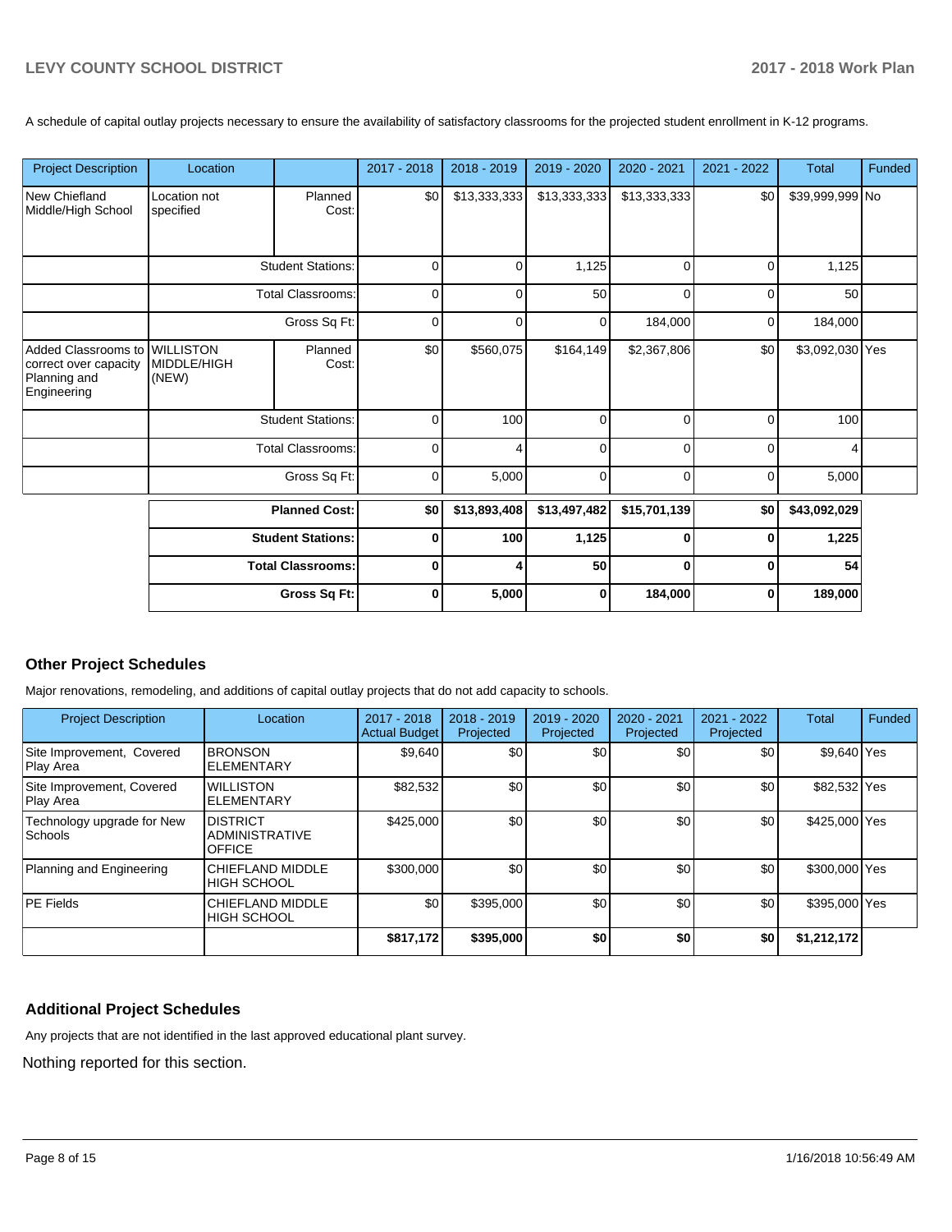A schedule of capital outlay projects necessary to ensure the availability of satisfactory classrooms for the projected student enrollment in K-12 programs.

| Project Description | Location | | 2017 - 2018 | 2018 - 2019 | 2019 - 2020 | 2020 - 2021 | 2021 - 2022 | Total | Funded |
|---|---|---|---|---|---|---|---|---|---|
| New Chiefland Middle/High School | Location not specified | Planned Cost: | $0 | $13,333,333 | $13,333,333 | $13,333,333 | $0 | $39,999,999 | No |
| | | Student Stations: | 0 | 0 | 1,125 | 0 | 0 | 1,125 | |
| | | Total Classrooms: | 0 | 0 | 50 | 0 | 0 | 50 | |
| | | Gross Sq Ft: | 0 | 0 | 0 | 184,000 | 0 | 184,000 | |
| Added Classrooms to correct over capacity Planning and Engineering | WILLISTON MIDDLE/HIGH (NEW) | Planned Cost: | $0 | $560,075 | $164,149 | $2,367,806 | $0 | $3,092,030 | Yes |
| | | Student Stations: | 0 | 100 | 0 | 0 | 0 | 100 | |
| | | Total Classrooms: | 0 | 4 | 0 | 0 | 0 | 4 | |
| | | Gross Sq Ft: | 0 | 5,000 | 0 | 0 | 0 | 5,000 | |
| | | **Planned Cost:** | **$0** | **$13,893,408** | **$13,497,482** | **$15,701,139** | **$0** | **$43,092,029** | |
| | | **Student Stations:** | **0** | **100** | **1,125** | **0** | **0** | **1,225** | |
| | | **Total Classrooms:** | **0** | **4** | **50** | **0** | **0** | **54** | |
| | | **Gross Sq Ft:** | **0** | **5,000** | **0** | **184,000** | **0** | **189,000** | |

## Other Project Schedules

Major renovations, remodeling, and additions of capital outlay projects that do not add capacity to schools.

| Project Description | Location | 2017 - 2018 Actual Budget | 2018 - 2019 Projected | 2019 - 2020 Projected | 2020 - 2021 Projected | 2021 - 2022 Projected | Total | Funded |
|---|---|---|---|---|---|---|---|---|
| Site Improvement, Covered Play Area | BRONSON ELEMENTARY | $9,640 | $0 | $0 | $0 | $0 | $9,640 | Yes |
| Site Improvement, Covered Play Area | WILLISTON ELEMENTARY | $82,532 | $0 | $0 | $0 | $0 | $82,532 | Yes |
| Technology upgrade for New Schools | DISTRICT ADMINISTRATIVE OFFICE | $425,000 | $0 | $0 | $0 | $0 | $425,000 | Yes |
| Planning and Engineering | CHIEFLAND MIDDLE HIGH SCHOOL | $300,000 | $0 | $0 | $0 | $0 | $300,000 | Yes |
| PE Fields | CHIEFLAND MIDDLE HIGH SCHOOL | $0 | $395,000 | $0 | $0 | $0 | $395,000 | Yes |
| | | **$817,172** | **$395,000** | **$0** | **$0** | **$0** | **$1,212,172** | |

## Additional Project Schedules

Any projects that are not identified in the last approved educational plant survey.

Nothing reported for this section.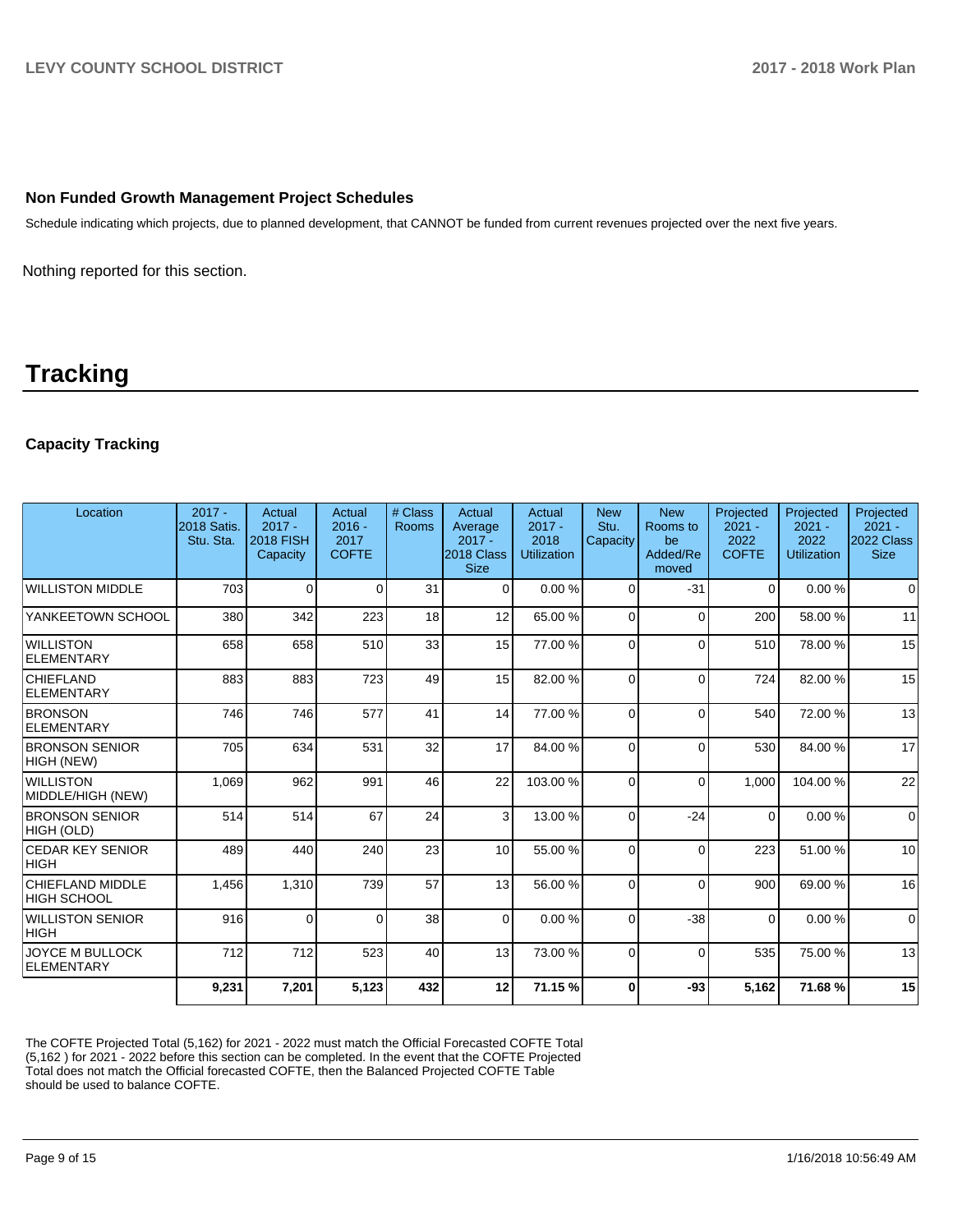## Non Funded Growth Management Project Schedules

Schedule indicating which projects, due to planned development, that CANNOT be funded from current revenues projected over the next five years.

Nothing reported for this section.

# Tracking

### Capacity Tracking

| Location | 2017 - 2018 Satis. Stu. Sta. | Actual 2017 - 2018 FISH Capacity | Actual 2016 - 2017 COFTE | # Class Rooms | Actual Average 2017 - 2018 Class Size | Actual 2017 - 2018 Utilization | New Stu. Capacity | New Rooms to be Added/Removed | Projected 2021 - 2022 COFTE | Projected 2021 - 2022 Utilization | Projected 2021 - 2022 Class Size |
|---|---|---|---|---|---|---|---|---|---|---|---|
| WILLISTON MIDDLE | 703 | 0 | 0 | 31 | 0 | 0.00 % | 0 | -31 | 0 | 0.00 % | 0 |
| YANKEETOWN SCHOOL | 380 | 342 | 223 | 18 | 12 | 65.00 % | 0 | 0 | 200 | 58.00 % | 11 |
| WILLISTON ELEMENTARY | 658 | 658 | 510 | 33 | 15 | 77.00 % | 0 | 0 | 510 | 78.00 % | 15 |
| CHIEFLAND ELEMENTARY | 883 | 883 | 723 | 49 | 15 | 82.00 % | 0 | 0 | 724 | 82.00 % | 15 |
| BRONSON ELEMENTARY | 746 | 746 | 577 | 41 | 14 | 77.00 % | 0 | 0 | 540 | 72.00 % | 13 |
| BRONSON SENIOR HIGH (NEW) | 705 | 634 | 531 | 32 | 17 | 84.00 % | 0 | 0 | 530 | 84.00 % | 17 |
| WILLISTON MIDDLE/HIGH (NEW) | 1,069 | 962 | 991 | 46 | 22 | 103.00 % | 0 | 0 | 1,000 | 104.00 % | 22 |
| BRONSON SENIOR HIGH (OLD) | 514 | 514 | 67 | 24 | 3 | 13.00 % | 0 | -24 | 0 | 0.00 % | 0 |
| CEDAR KEY SENIOR HIGH | 489 | 440 | 240 | 23 | 10 | 55.00 % | 0 | 0 | 223 | 51.00 % | 10 |
| CHIEFLAND MIDDLE HIGH SCHOOL | 1,456 | 1,310 | 739 | 57 | 13 | 56.00 % | 0 | 0 | 900 | 69.00 % | 16 |
| WILLISTON SENIOR HIGH | 916 | 0 | 0 | 38 | 0 | 0.00 % | 0 | -38 | 0 | 0.00 % | 0 |
| JOYCE M BULLOCK ELEMENTARY | 712 | 712 | 523 | 40 | 13 | 73.00 % | 0 | 0 | 535 | 75.00 % | 13 |
| | **9,231** | **7,201** | **5,123** | **432** | **12** | **71.15 %** | **0** | **-93** | **5,162** | **71.68 %** | **15** |

The COFTE Projected Total (5,162) for 2021 - 2022 must match the Official Forecasted COFTE Total (5,162 ) for 2021 - 2022 before this section can be completed. In the event that the COFTE Projected Total does not match the Official forecasted COFTE, then the Balanced Projected COFTE Table should be used to balance COFTE.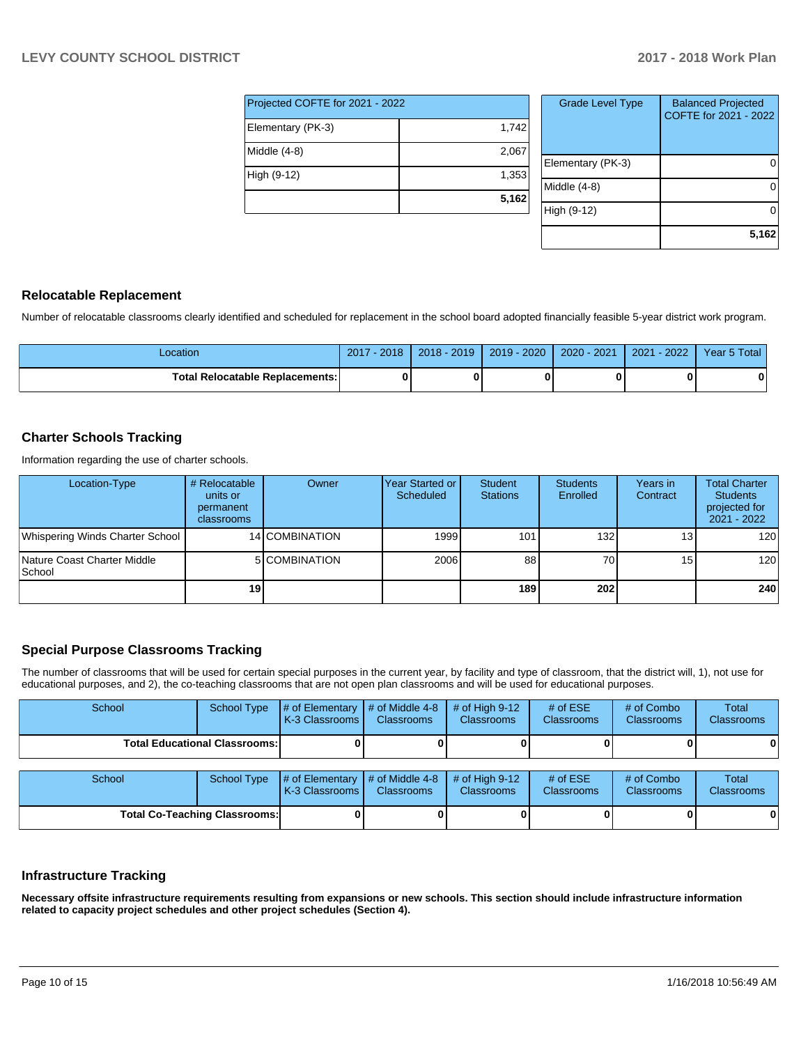| Projected COFTE for 2021 - 2022 | |
|---|---|
| Elementary (PK-3) | 1,742 |
| Middle (4-8) | 2,067 |
| High (9-12) | 1,353 |
| | **5,162** |

| Grade Level Type | Balanced Projected COFTE for 2021 - 2022 |
|---|---|
| Elementary (PK-3) | 0 |
| Middle (4-8) | 0 |
| High (9-12) | 0 |
| | **5,162** |

## Relocatable Replacement

Number of relocatable classrooms clearly identified and scheduled for replacement in the school board adopted financially feasible 5-year district work program.

| Location | 2017 - 2018 | 2018 - 2019 | 2019 - 2020 | 2020 - 2021 | 2021 - 2022 | Year 5 Total |
|---|---|---|---|---|---|---|
| **Total Relocatable Replacements:** | **0** | **0** | **0** | **0** | **0** | **0** |

## Charter Schools Tracking

Information regarding the use of charter schools.

| Location-Type | # Relocatable units or permanent classrooms | Owner | Year Started or Scheduled | Student Stations | Students Enrolled | Years in Contract | Total Charter Students projected for 2021 - 2022 |
|---|---|---|---|---|---|---|---|
| Whispering Winds Charter School | 14 | COMBINATION | 1999 | 101 | 132 | 13 | 120 |
| Nature Coast Charter Middle School | 5 | COMBINATION | 2006 | 88 | 70 | 15 | 120 |
| | **19** | | | **189** | **202** | | **240** |

## Special Purpose Classrooms Tracking

The number of classrooms that will be used for certain special purposes in the current year, by facility and type of classroom, that the district will, 1), not use for educational purposes, and 2), the co-teaching classrooms that are not open plan classrooms and will be used for educational purposes.

| School | School Type | # of Elementary K-3 Classrooms | # of Middle 4-8 Classrooms | # of High 9-12 Classrooms | # of ESE Classrooms | # of Combo Classrooms | Total Classrooms |
|---|---|---|---|---|---|---|---|
| **Total Educational Classrooms:** | | **0** | **0** | **0** | **0** | **0** | **0** |

| School | School Type | # of Elementary K-3 Classrooms | # of Middle 4-8 Classrooms | # of High 9-12 Classrooms | # of ESE Classrooms | # of Combo Classrooms | Total Classrooms |
|---|---|---|---|---|---|---|---|
| **Total Co-Teaching Classrooms:** | | **0** | **0** | **0** | **0** | **0** | **0** |

## Infrastructure Tracking

**Necessary offsite infrastructure requirements resulting from expansions or new schools. This section should include infrastructure information related to capacity project schedules and other project schedules (Section 4).**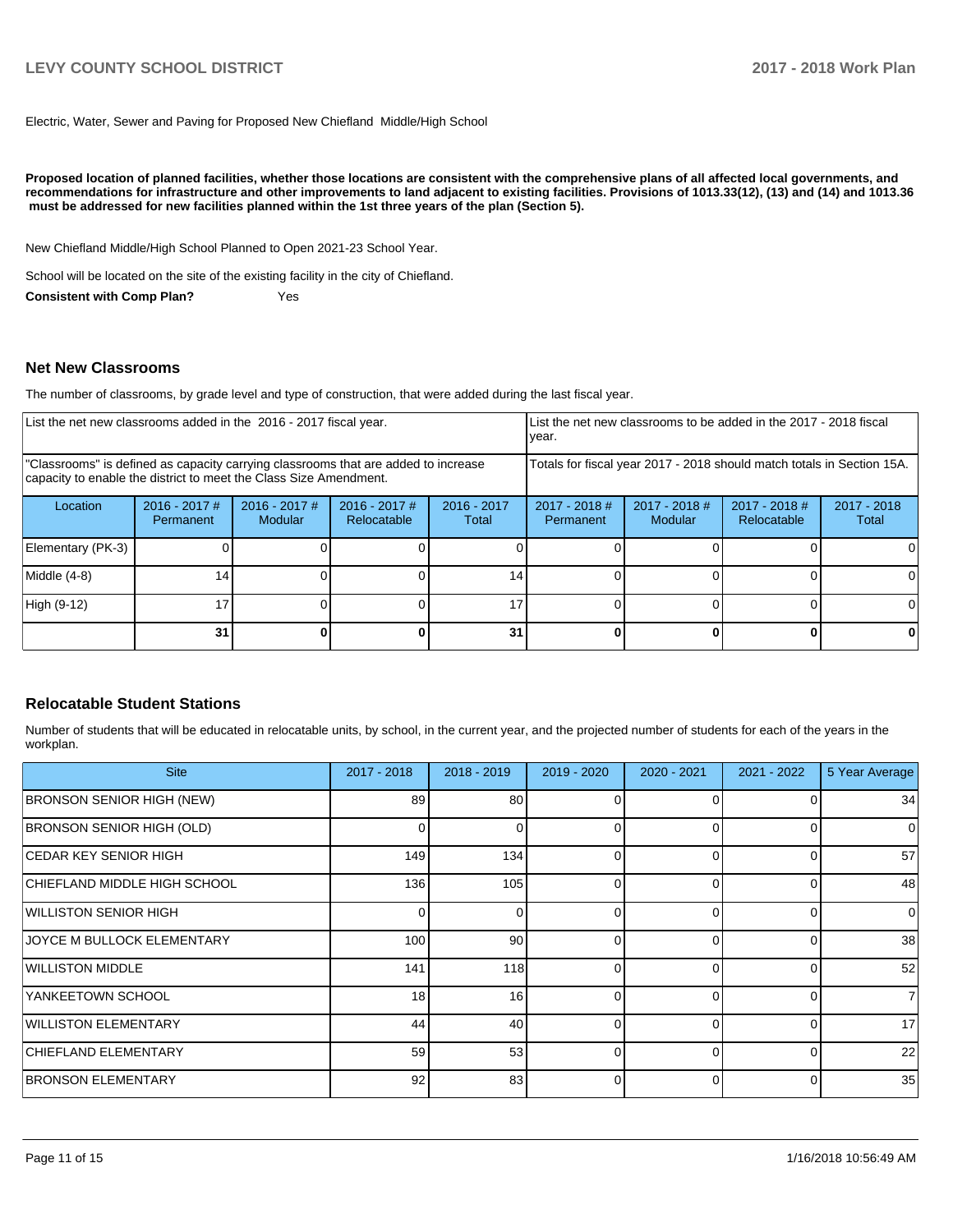Electric, Water, Sewer and Paving for Proposed New Chiefland Middle/High School

**Proposed location of planned facilities, whether those locations are consistent with the comprehensive plans of all affected local governments, and recommendations for infrastructure and other improvements to land adjacent to existing facilities. Provisions of 1013.33(12), (13) and (14) and 1013.36 must be addressed for new facilities planned within the 1st three years of the plan (Section 5).**

New Chiefland Middle/High School Planned to Open 2021-23 School Year.

School will be located on the site of the existing facility in the city of Chiefland.

**Consistent with Comp Plan?** Yes

## Net New Classrooms

The number of classrooms, by grade level and type of construction, that were added during the last fiscal year.

| List the net new classrooms added in the 2016 - 2017 fiscal year. | | | | | List the net new classrooms to be added in the 2017 - 2018 fiscal year. | | | |
|---|---|---|---|---|---|---|---|---|
| "Classrooms" is defined as capacity carrying classrooms that are added to increase capacity to enable the district to meet the Class Size Amendment. | | | | | Totals for fiscal year 2017 - 2018 should match totals in Section 15A. | | | |
| Location | 2016 - 2017 # Permanent | 2016 - 2017 # Modular | 2016 - 2017 # Relocatable | 2016 - 2017 Total | 2017 - 2018 # Permanent | 2017 - 2018 # Modular | 2017 - 2018 # Relocatable | 2017 - 2018 Total |
| Elementary (PK-3) | 0 | 0 | 0 | 0 | 0 | 0 | 0 | 0 |
| Middle (4-8) | 14 | 0 | 0 | 14 | 0 | 0 | 0 | 0 |
| High (9-12) | 17 | 0 | 0 | 17 | 0 | 0 | 0 | 0 |
| | **31** | **0** | **0** | **31** | **0** | **0** | **0** | **0** |

## Relocatable Student Stations

Number of students that will be educated in relocatable units, by school, in the current year, and the projected number of students for each of the years in the workplan.

| Site | 2017 - 2018 | 2018 - 2019 | 2019 - 2020 | 2020 - 2021 | 2021 - 2022 | 5 Year Average |
|---|---|---|---|---|---|---|
| BRONSON SENIOR HIGH (NEW) | 89 | 80 | 0 | 0 | 0 | 34 |
| BRONSON SENIOR HIGH (OLD) | 0 | 0 | 0 | 0 | 0 | 0 |
| CEDAR KEY SENIOR HIGH | 149 | 134 | 0 | 0 | 0 | 57 |
| CHIEFLAND MIDDLE HIGH SCHOOL | 136 | 105 | 0 | 0 | 0 | 48 |
| WILLISTON SENIOR HIGH | 0 | 0 | 0 | 0 | 0 | 0 |
| JOYCE M BULLOCK ELEMENTARY | 100 | 90 | 0 | 0 | 0 | 38 |
| WILLISTON MIDDLE | 141 | 118 | 0 | 0 | 0 | 52 |
| YANKEETOWN SCHOOL | 18 | 16 | 0 | 0 | 0 | 7 |
| WILLISTON ELEMENTARY | 44 | 40 | 0 | 0 | 0 | 17 |
| CHIEFLAND ELEMENTARY | 59 | 53 | 0 | 0 | 0 | 22 |
| BRONSON ELEMENTARY | 92 | 83 | 0 | 0 | 0 | 35 |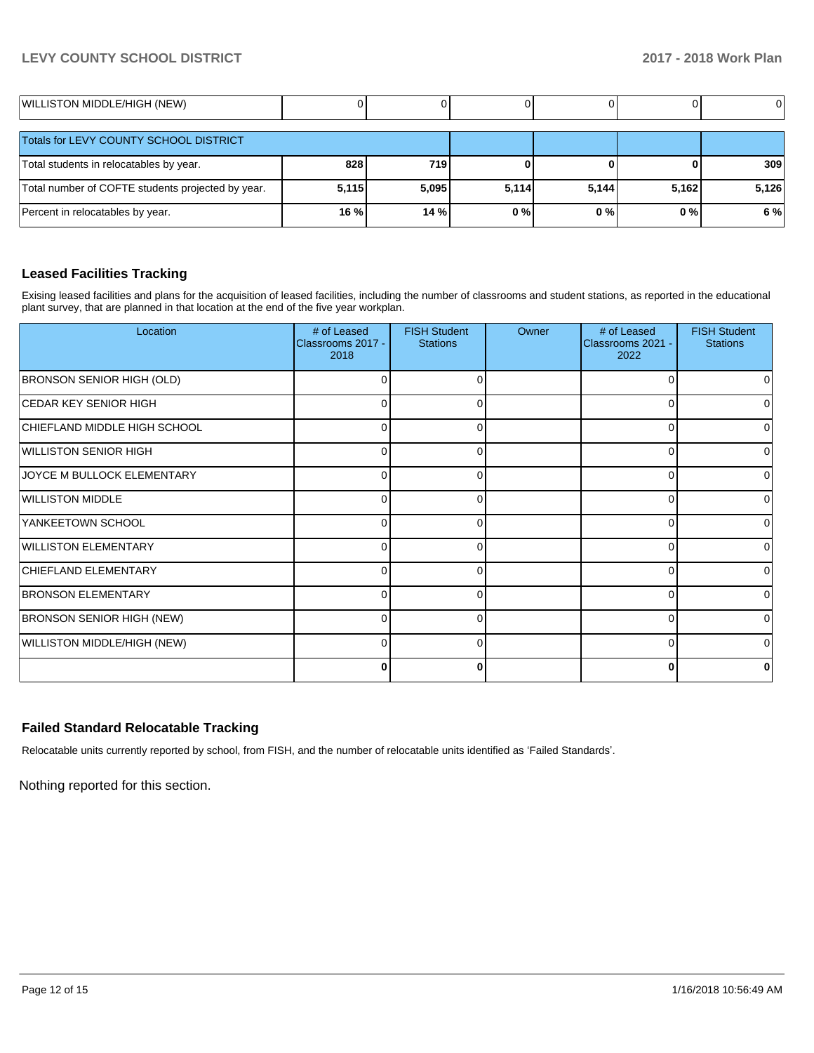| | | | | | | |
|---|---|---|---|---|---|---|
| WILLISTON MIDDLE/HIGH (NEW) | 0 | 0 | 0 | 0 | 0 | 0 |
| **Totals for LEVY COUNTY SCHOOL DISTRICT** | | | | | | |
| Total students in relocatables by year. | **828** | **719** | **0** | **0** | **0** | **309** |
| Total number of COFTE students projected by year. | **5,115** | **5,095** | **5,114** | **5,144** | **5,162** | **5,126** |
| Percent in relocatables by year. | **16 %** | **14 %** | **0 %** | **0 %** | **0 %** | **6 %** |

## Leased Facilities Tracking

Exising leased facilities and plans for the acquisition of leased facilities, including the number of classrooms and student stations, as reported in the educational plant survey, that are planned in that location at the end of the five year workplan.

| Location | # of Leased Classrooms 2017 - 2018 | FISH Student Stations | Owner | # of Leased Classrooms 2021 - 2022 | FISH Student Stations |
|---|---|---|---|---|---|
| BRONSON SENIOR HIGH (OLD) | 0 | 0 | | 0 | 0 |
| CEDAR KEY SENIOR HIGH | 0 | 0 | | 0 | 0 |
| CHIEFLAND MIDDLE HIGH SCHOOL | 0 | 0 | | 0 | 0 |
| WILLISTON SENIOR HIGH | 0 | 0 | | 0 | 0 |
| JOYCE M BULLOCK ELEMENTARY | 0 | 0 | | 0 | 0 |
| WILLISTON MIDDLE | 0 | 0 | | 0 | 0 |
| YANKEETOWN SCHOOL | 0 | 0 | | 0 | 0 |
| WILLISTON ELEMENTARY | 0 | 0 | | 0 | 0 |
| CHIEFLAND ELEMENTARY | 0 | 0 | | 0 | 0 |
| BRONSON ELEMENTARY | 0 | 0 | | 0 | 0 |
| BRONSON SENIOR HIGH (NEW) | 0 | 0 | | 0 | 0 |
| WILLISTON MIDDLE/HIGH (NEW) | 0 | 0 | | 0 | 0 |
| | **0** | **0** | | **0** | **0** |

## Failed Standard Relocatable Tracking

Relocatable units currently reported by school, from FISH, and the number of relocatable units identified as 'Failed Standards'.

Nothing reported for this section.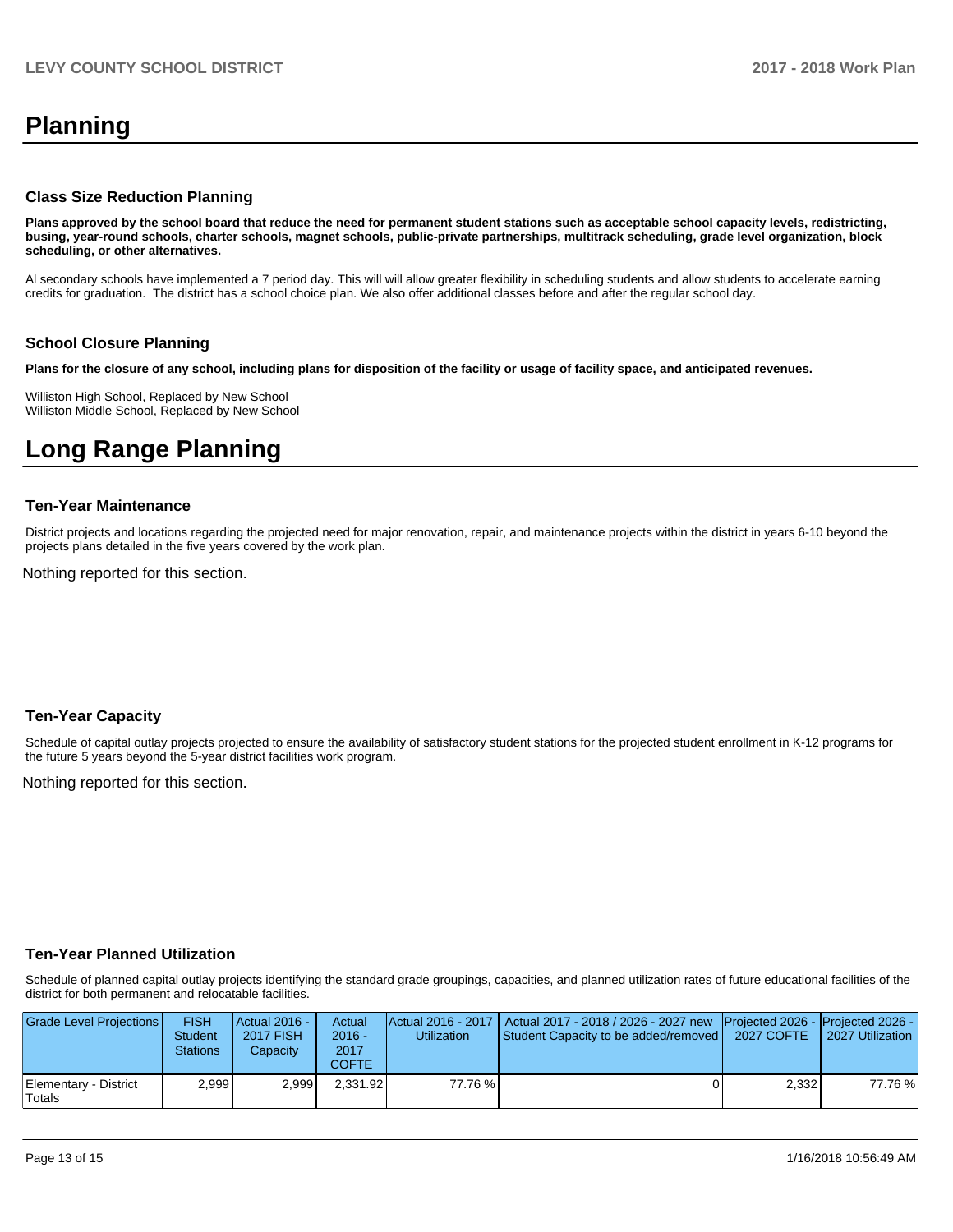# Planning

### Class Size Reduction Planning

**Plans approved by the school board that reduce the need for permanent student stations such as acceptable school capacity levels, redistricting, busing, year-round schools, charter schools, magnet schools, public-private partnerships, multitrack scheduling, grade level organization, block scheduling, or other alternatives.**

Al secondary schools have implemented a 7 period day. This will will allow greater flexibility in scheduling students and allow students to accelerate earning credits for graduation. The district has a school choice plan. We also offer additional classes before and after the regular school day.

### School Closure Planning

**Plans for the closure of any school, including plans for disposition of the facility or usage of facility space, and anticipated revenues.**

Williston High School, Replaced by New School
Williston Middle School, Replaced by New School

# Long Range Planning

### Ten-Year Maintenance

District projects and locations regarding the projected need for major renovation, repair, and maintenance projects within the district in years 6-10 beyond the projects plans detailed in the five years covered by the work plan.

Nothing reported for this section.

### Ten-Year Capacity

Schedule of capital outlay projects projected to ensure the availability of satisfactory student stations for the projected student enrollment in K-12 programs for the future 5 years beyond the 5-year district facilities work program.

Nothing reported for this section.

### Ten-Year Planned Utilization

Schedule of planned capital outlay projects identifying the standard grade groupings, capacities, and planned utilization rates of future educational facilities of the district for both permanent and relocatable facilities.

| Grade Level Projections | FISH Student Stations | Actual 2016 - 2017 FISH Capacity | Actual 2016 - 2017 COFTE | Actual 2016 - 2017 Utilization | Actual 2017 - 2018 / 2026 - 2027 new Student Capacity to be added/removed | Projected 2026 - 2027 COFTE | Projected 2026 - 2027 Utilization |
|---|---|---|---|---|---|---|---|
| Elementary - District Totals | 2,999 | 2,999 | 2,331.92 | 77.76 % | 0 | 2,332 | 77.76 % |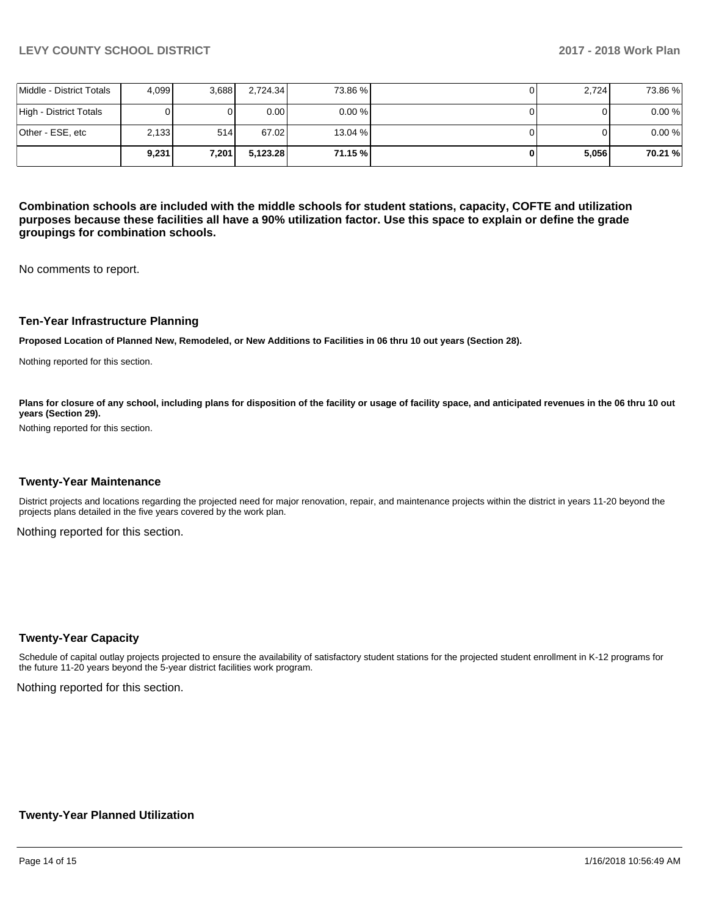| | | | | | | | |
|---|---|---|---|---|---|---|---|
| Middle - District Totals | 4,099 | 3,688 | 2,724.34 | 73.86 % | 0 | 2,724 | 73.86 % |
| High - District Totals | 0 | 0 | 0.00 | 0.00 % | 0 | 0 | 0.00 % |
| Other - ESE, etc | 2,133 | 514 | 67.02 | 13.04 % | 0 | 0 | 0.00 % |
| | **9,231** | **7,201** | **5,123.28** | **71.15 %** | **0** | **5,056** | **70.21 %** |

**Combination schools are included with the middle schools for student stations, capacity, COFTE and utilization purposes because these facilities all have a 90% utilization factor. Use this space to explain or define the grade groupings for combination schools.**

No comments to report.

### Ten-Year Infrastructure Planning

**Proposed Location of Planned New, Remodeled, or New Additions to Facilities in 06 thru 10 out years (Section 28).**

Nothing reported for this section.

**Plans for closure of any school, including plans for disposition of the facility or usage of facility space, and anticipated revenues in the 06 thru 10 out years (Section 29).**

Nothing reported for this section.

### Twenty-Year Maintenance

District projects and locations regarding the projected need for major renovation, repair, and maintenance projects within the district in years 11-20 beyond the projects plans detailed in the five years covered by the work plan.

Nothing reported for this section.

### Twenty-Year Capacity

Schedule of capital outlay projects projected to ensure the availability of satisfactory student stations for the projected student enrollment in K-12 programs for the future 11-20 years beyond the 5-year district facilities work program.

Nothing reported for this section.

### Twenty-Year Planned Utilization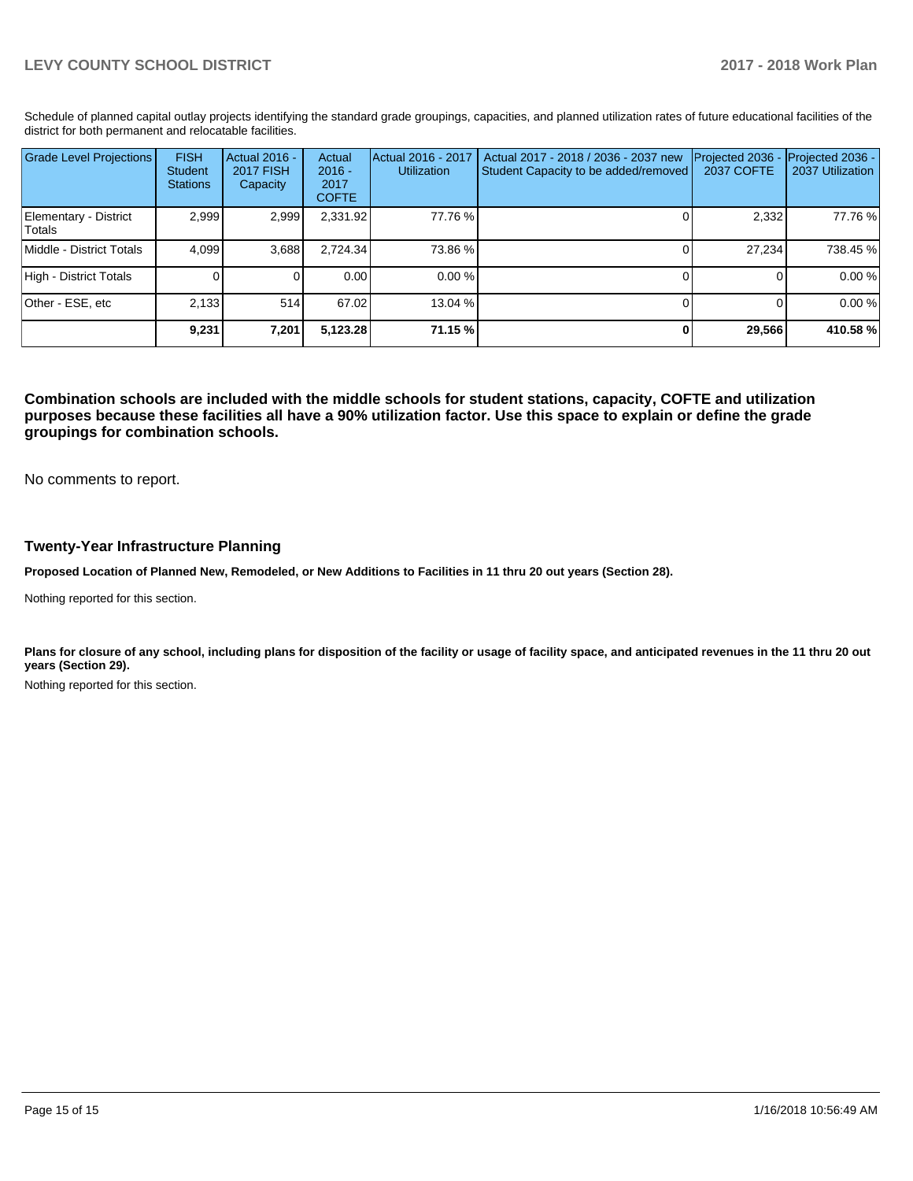Schedule of planned capital outlay projects identifying the standard grade groupings, capacities, and planned utilization rates of future educational facilities of the district for both permanent and relocatable facilities.

| Grade Level Projections | FISH Student Stations | Actual 2016 - 2017 FISH Capacity | Actual 2016 - 2017 COFTE | Actual 2016 - 2017 Utilization | Actual 2017 - 2018 / 2036 - 2037 new Student Capacity to be added/removed | Projected 2036 - 2037 COFTE | Projected 2036 - 2037 Utilization |
|---|---|---|---|---|---|---|---|
| Elementary - District Totals | 2,999 | 2,999 | 2,331.92 | 77.76 % | 0 | 2,332 | 77.76 % |
| Middle - District Totals | 4,099 | 3,688 | 2,724.34 | 73.86 % | 0 | 27,234 | 738.45 % |
| High - District Totals | 0 | 0 | 0.00 | 0.00 % | 0 | 0 | 0.00 % |
| Other - ESE, etc | 2,133 | 514 | 67.02 | 13.04 % | 0 | 0 | 0.00 % |
| | **9,231** | **7,201** | **5,123.28** | **71.15 %** | **0** | **29,566** | **410.58 %** |

**Combination schools are included with the middle schools for student stations, capacity, COFTE and utilization purposes because these facilities all have a 90% utilization factor. Use this space to explain or define the grade groupings for combination schools.**

No comments to report.

## Twenty-Year Infrastructure Planning

**Proposed Location of Planned New, Remodeled, or New Additions to Facilities in 11 thru 20 out years (Section 28).**

Nothing reported for this section.

**Plans for closure of any school, including plans for disposition of the facility or usage of facility space, and anticipated revenues in the 11 thru 20 out years (Section 29).**

Nothing reported for this section.